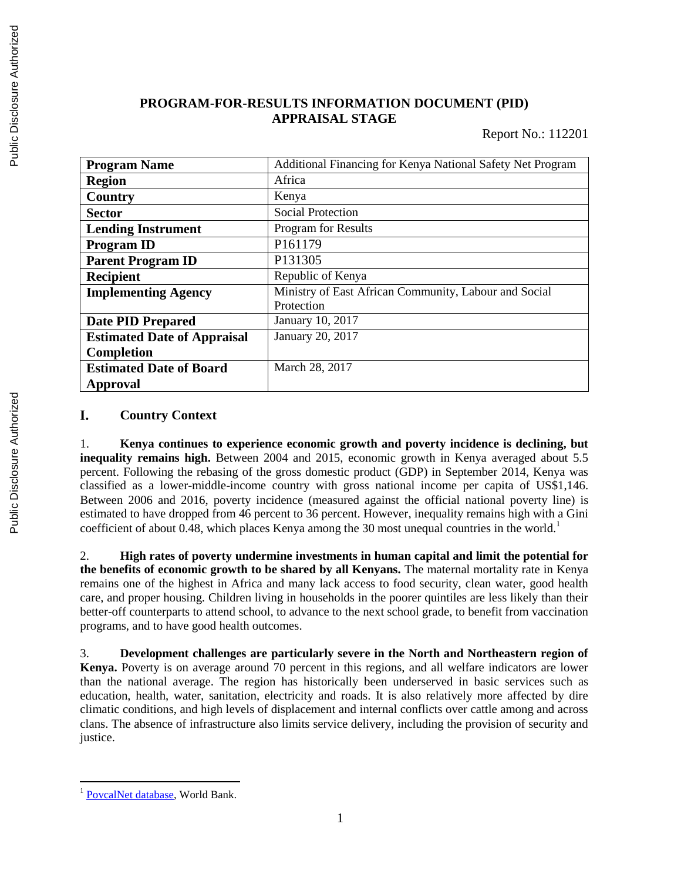**PROGRAM-FOR-RESULTS INFORMATION DOCUMENT (PID)**
**APPRAISAL STAGE**

Report No.: 112201

| | |
|---|---|
| **Program Name** | Additional Financing for Kenya National Safety Net Program |
| **Region** | Africa |
| **Country** | Kenya |
| **Sector** | Social Protection |
| **Lending Instrument** | Program for Results |
| **Program ID** | P161179 |
| **Parent Program ID** | P131305 |
| **Recipient** | Republic of Kenya |
| **Implementing Agency** | Ministry of East African Community, Labour and Social Protection |
| **Date PID Prepared** | January 10, 2017 |
| **Estimated Date of Appraisal Completion** | January 20, 2017 |
| **Estimated Date of Board Approval** | March 28, 2017 |

## I. Country Context

1. **Kenya continues to experience economic growth and poverty incidence is declining, but inequality remains high.** Between 2004 and 2015, economic growth in Kenya averaged about 5.5 percent. Following the rebasing of the gross domestic product (GDP) in September 2014, Kenya was classified as a lower-middle-income country with gross national income per capita of US$1,146. Between 2006 and 2016, poverty incidence (measured against the official national poverty line) is estimated to have dropped from 46 percent to 36 percent. However, inequality remains high with a Gini coefficient of about 0.48, which places Kenya among the 30 most unequal countries in the world.[1]

2. **High rates of poverty undermine investments in human capital and limit the potential for the benefits of economic growth to be shared by all Kenyans.** The maternal mortality rate in Kenya remains one of the highest in Africa and many lack access to food security, clean water, good health care, and proper housing. Children living in households in the poorer quintiles are less likely than their better-off counterparts to attend school, to advance to the next school grade, to benefit from vaccination programs, and to have good health outcomes.

3. **Development challenges are particularly severe in the North and Northeastern region of Kenya.** Poverty is on average around 70 percent in this regions, and all welfare indicators are lower than the national average. The region has historically been underserved in basic services such as education, health, water, sanitation, electricity and roads. It is also relatively more affected by dire climatic conditions, and high levels of displacement and internal conflicts over cattle among and across clans. The absence of infrastructure also limits service delivery, including the provision of security and justice.

[1] PovcalNet database, World Bank.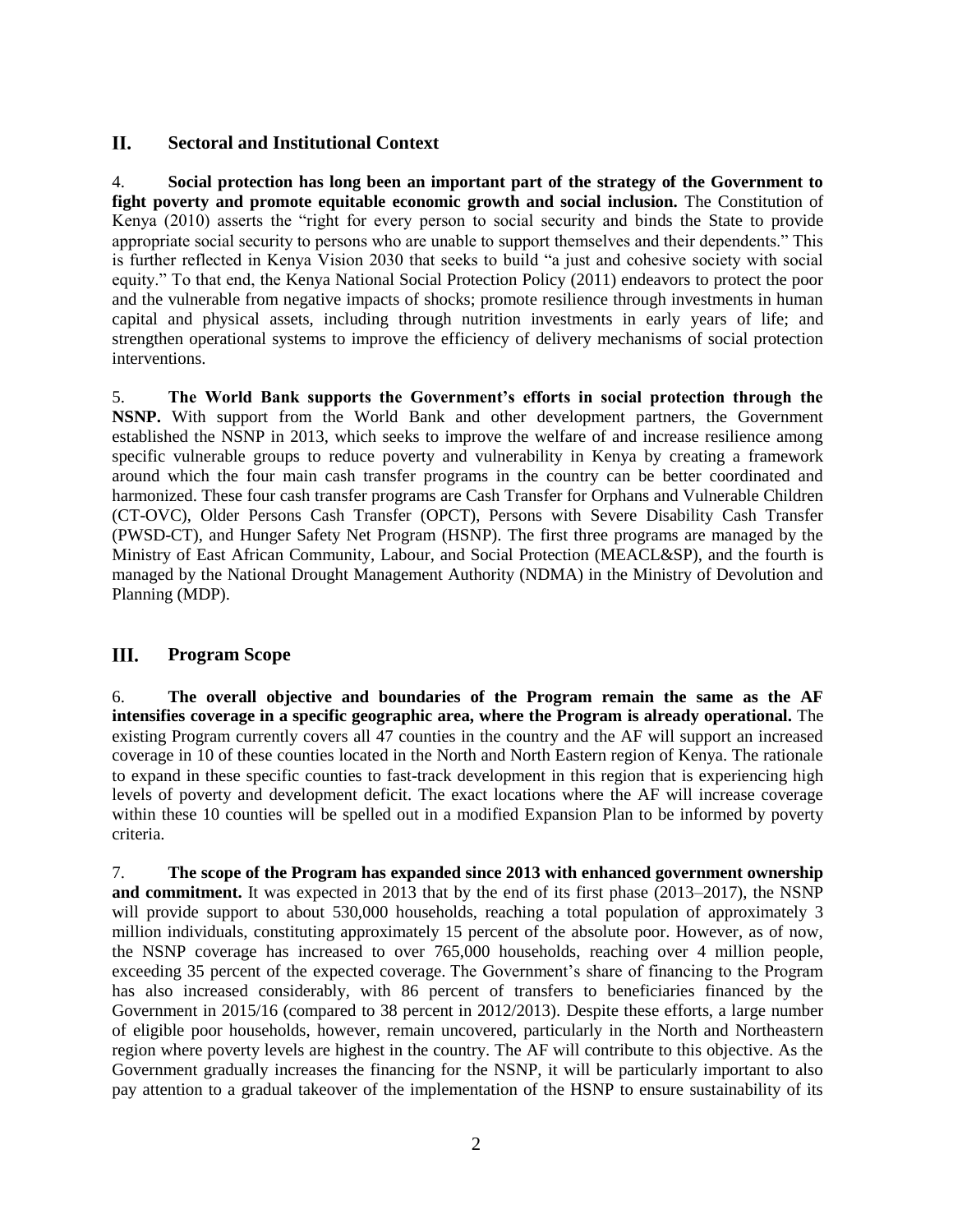## II. Sectoral and Institutional Context

4. **Social protection has long been an important part of the strategy of the Government to fight poverty and promote equitable economic growth and social inclusion.** The Constitution of Kenya (2010) asserts the "right for every person to social security and binds the State to provide appropriate social security to persons who are unable to support themselves and their dependents." This is further reflected in Kenya Vision 2030 that seeks to build "a just and cohesive society with social equity." To that end, the Kenya National Social Protection Policy (2011) endeavors to protect the poor and the vulnerable from negative impacts of shocks; promote resilience through investments in human capital and physical assets, including through nutrition investments in early years of life; and strengthen operational systems to improve the efficiency of delivery mechanisms of social protection interventions.

5. **The World Bank supports the Government's efforts in social protection through the NSNP.** With support from the World Bank and other development partners, the Government established the NSNP in 2013, which seeks to improve the welfare of and increase resilience among specific vulnerable groups to reduce poverty and vulnerability in Kenya by creating a framework around which the four main cash transfer programs in the country can be better coordinated and harmonized. These four cash transfer programs are Cash Transfer for Orphans and Vulnerable Children (CT-OVC), Older Persons Cash Transfer (OPCT), Persons with Severe Disability Cash Transfer (PWSD-CT), and Hunger Safety Net Program (HSNP). The first three programs are managed by the Ministry of East African Community, Labour, and Social Protection (MEACL&SP), and the fourth is managed by the National Drought Management Authority (NDMA) in the Ministry of Devolution and Planning (MDP).

## III. Program Scope

6. **The overall objective and boundaries of the Program remain the same as the AF intensifies coverage in a specific geographic area, where the Program is already operational.** The existing Program currently covers all 47 counties in the country and the AF will support an increased coverage in 10 of these counties located in the North and North Eastern region of Kenya. The rationale to expand in these specific counties to fast-track development in this region that is experiencing high levels of poverty and development deficit. The exact locations where the AF will increase coverage within these 10 counties will be spelled out in a modified Expansion Plan to be informed by poverty criteria.

7. **The scope of the Program has expanded since 2013 with enhanced government ownership and commitment.** It was expected in 2013 that by the end of its first phase (2013–2017), the NSNP will provide support to about 530,000 households, reaching a total population of approximately 3 million individuals, constituting approximately 15 percent of the absolute poor. However, as of now, the NSNP coverage has increased to over 765,000 households, reaching over 4 million people, exceeding 35 percent of the expected coverage. The Government's share of financing to the Program has also increased considerably, with 86 percent of transfers to beneficiaries financed by the Government in 2015/16 (compared to 38 percent in 2012/2013). Despite these efforts, a large number of eligible poor households, however, remain uncovered, particularly in the North and Northeastern region where poverty levels are highest in the country. The AF will contribute to this objective. As the Government gradually increases the financing for the NSNP, it will be particularly important to also pay attention to a gradual takeover of the implementation of the HSNP to ensure sustainability of its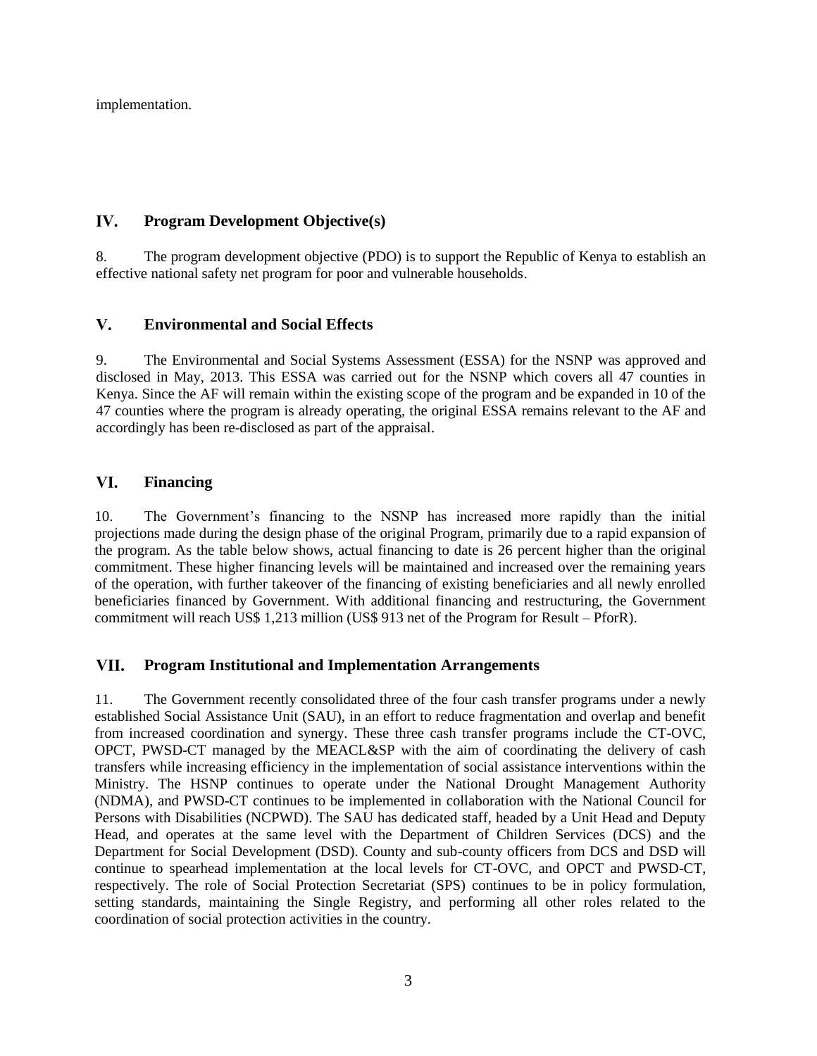implementation.

## IV. Program Development Objective(s)

8. The program development objective (PDO) is to support the Republic of Kenya to establish an effective national safety net program for poor and vulnerable households.

## V. Environmental and Social Effects

9. The Environmental and Social Systems Assessment (ESSA) for the NSNP was approved and disclosed in May, 2013. This ESSA was carried out for the NSNP which covers all 47 counties in Kenya. Since the AF will remain within the existing scope of the program and be expanded in 10 of the 47 counties where the program is already operating, the original ESSA remains relevant to the AF and accordingly has been re-disclosed as part of the appraisal.

## VI. Financing

10. The Government's financing to the NSNP has increased more rapidly than the initial projections made during the design phase of the original Program, primarily due to a rapid expansion of the program. As the table below shows, actual financing to date is 26 percent higher than the original commitment. These higher financing levels will be maintained and increased over the remaining years of the operation, with further takeover of the financing of existing beneficiaries and all newly enrolled beneficiaries financed by Government. With additional financing and restructuring, the Government commitment will reach US$ 1,213 million (US$ 913 net of the Program for Result – PforR).

## VII. Program Institutional and Implementation Arrangements

11. The Government recently consolidated three of the four cash transfer programs under a newly established Social Assistance Unit (SAU), in an effort to reduce fragmentation and overlap and benefit from increased coordination and synergy. These three cash transfer programs include the CT-OVC, OPCT, PWSD-CT managed by the MEACL&SP with the aim of coordinating the delivery of cash transfers while increasing efficiency in the implementation of social assistance interventions within the Ministry. The HSNP continues to operate under the National Drought Management Authority (NDMA), and PWSD-CT continues to be implemented in collaboration with the National Council for Persons with Disabilities (NCPWD). The SAU has dedicated staff, headed by a Unit Head and Deputy Head, and operates at the same level with the Department of Children Services (DCS) and the Department for Social Development (DSD). County and sub-county officers from DCS and DSD will continue to spearhead implementation at the local levels for CT-OVC, and OPCT and PWSD-CT, respectively. The role of Social Protection Secretariat (SPS) continues to be in policy formulation, setting standards, maintaining the Single Registry, and performing all other roles related to the coordination of social protection activities in the country.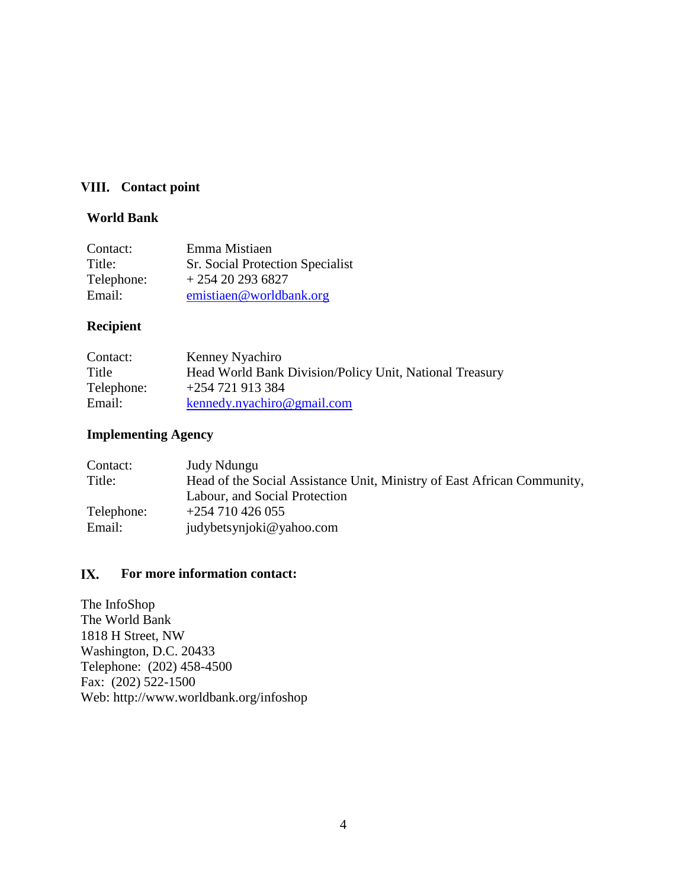## VIII. Contact point

### World Bank

| | |
|---|---|
| Contact: | Emma Mistiaen |
| Title: | Sr. Social Protection Specialist |
| Telephone: | + 254 20 293 6827 |
| Email: | emistiaen@worldbank.org |

### Recipient

| | |
|---|---|
| Contact: | Kenney Nyachiro |
| Title | Head World Bank Division/Policy Unit, National Treasury |
| Telephone: | +254 721 913 384 |
| Email: | kennedy.nyachiro@gmail.com |

### Implementing Agency

| | |
|---|---|
| Contact: | Judy Ndungu |
| Title: | Head of the Social Assistance Unit, Ministry of East African Community, Labour, and Social Protection |
| Telephone: | +254 710 426 055 |
| Email: | judybetsynjoki@yahoo.com |

## IX. For more information contact:

The InfoShop
The World Bank
1818 H Street, NW
Washington, D.C. 20433
Telephone: (202) 458-4500
Fax: (202) 522-1500
Web: http://www.worldbank.org/infoshop